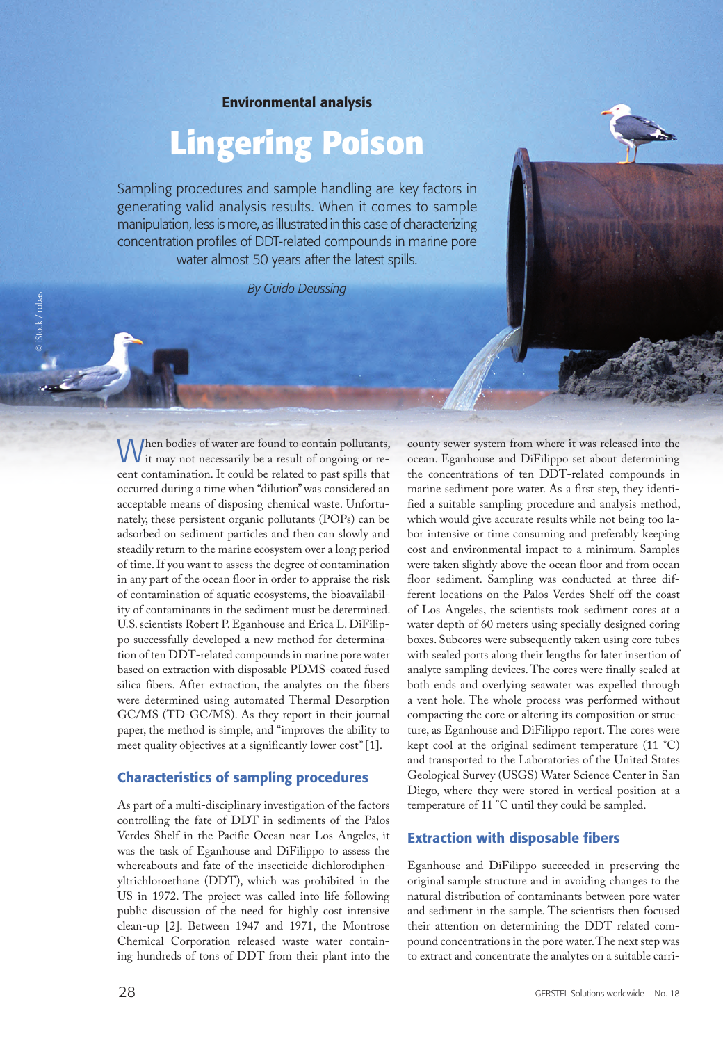**Environmental analysis**

# Lingering Poison

Sampling procedures and sample handling are key factors in generating valid analysis results. When it comes to sample manipulation, less is more, as illustrated in this case of characterizing concentration profiles of DDT-related compounds in marine pore water almost 50 years after the latest spills.

*By Guido Deussing*

When bodies of water are found to contain pollutants, it may not necessarily be a result of ongoing or recent contamination. It could be related to past spills that occurred during a time when "dilution" was considered an acceptable means of disposing chemical waste. Unfortunately, these persistent organic pollutants (POPs) can be adsorbed on sediment particles and then can slowly and steadily return to the marine ecosystem over a long period of time. If you want to assess the degree of contamination in any part of the ocean floor in order to appraise the risk of contamination of aquatic ecosystems, the bioavailability of contaminants in the sediment must be determined. U.S. scientists Robert P. Eganhouse and Erica L. DiFilippo successfully developed a new method for determination of ten DDT-related compounds in marine pore water based on extraction with disposable PDMS-coated fused silica fibers. After extraction, the analytes on the fibers were determined using automated Thermal Desorption GC/MS (TD-GC/MS). As they report in their journal paper, the method is simple, and "improves the ability to meet quality objectives at a significantly lower cost" [1].

## Characteristics of sampling procedures

As part of a multi-disciplinary investigation of the factors controlling the fate of DDT in sediments of the Palos Verdes Shelf in the Pacific Ocean near Los Angeles, it was the task of Eganhouse and DiFilippo to assess the whereabouts and fate of the insecticide dichlorodiphenyltrichloroethane (DDT), which was prohibited in the US in 1972. The project was called into life following public discussion of the need for highly cost intensive clean-up [2]. Between 1947 and 1971, the Montrose Chemical Corporation released waste water containing hundreds of tons of DDT from their plant into the county sewer system from where it was released into the ocean. Eganhouse and DiFilippo set about determining the concentrations of ten DDT-related compounds in marine sediment pore water. As a first step, they identified a suitable sampling procedure and analysis method, which would give accurate results while not being too labor intensive or time consuming and preferably keeping cost and environmental impact to a minimum. Samples were taken slightly above the ocean floor and from ocean floor sediment. Sampling was conducted at three different locations on the Palos Verdes Shelf off the coast of Los Angeles, the scientists took sediment cores at a water depth of 60 meters using specially designed coring boxes. Subcores were subsequently taken using core tubes with sealed ports along their lengths for later insertion of analyte sampling devices. The cores were finally sealed at both ends and overlying seawater was expelled through a vent hole. The whole process was performed without compacting the core or altering its composition or structure, as Eganhouse and DiFilippo report. The cores were kept cool at the original sediment temperature (11 °C) and transported to the Laboratories of the United States Geological Survey (USGS) Water Science Center in San Diego, where they were stored in vertical position at a temperature of 11 °C until they could be sampled.

## Extraction with disposable fibers

Eganhouse and DiFilippo succeeded in preserving the original sample structure and in avoiding changes to the natural distribution of contaminants between pore water and sediment in the sample. The scientists then focused their attention on determining the DDT related compound concentrations in the pore water. The next step was to extract and concentrate the analytes on a suitable carri-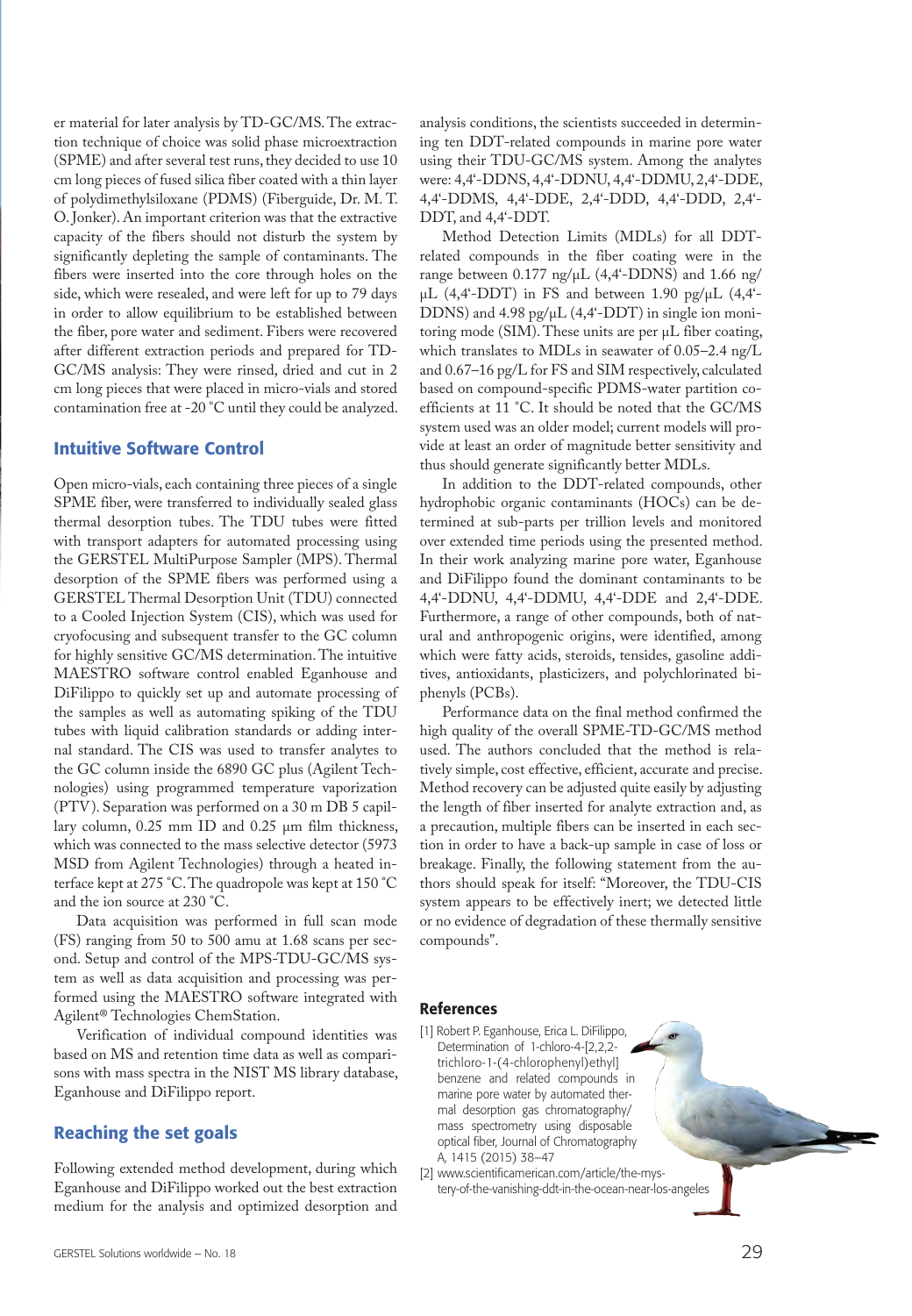er material for later analysis by TD-GC/MS. The extraction technique of choice was solid phase microextraction (SPME) and after several test runs, they decided to use 10 cm long pieces of fused silica fiber coated with a thin layer of polydimethylsiloxane (PDMS) (Fiberguide, Dr. M. T. O. Jonker). An important criterion was that the extractive capacity of the fibers should not disturb the system by significantly depleting the sample of contaminants. The fibers were inserted into the core through holes on the side, which were resealed, and were left for up to 79 days in order to allow equilibrium to be established between the fiber, pore water and sediment. Fibers were recovered after different extraction periods and prepared for TD-GC/MS analysis: They were rinsed, dried and cut in 2 cm long pieces that were placed in micro-vials and stored contamination free at -20 °C until they could be analyzed.

## Intuitive Software Control

Open micro-vials, each containing three pieces of a single SPME fiber, were transferred to individually sealed glass thermal desorption tubes. The TDU tubes were fitted with transport adapters for automated processing using the GERSTEL MultiPurpose Sampler (MPS). Thermal desorption of the SPME fibers was performed using a GERSTEL Thermal Desorption Unit (TDU) connected to a Cooled Injection System (CIS), which was used for cryofocusing and subsequent transfer to the GC column for highly sensitive GC/MS determination. The intuitive MAESTRO software control enabled Eganhouse and DiFilippo to quickly set up and automate processing of the samples as well as automating spiking of the TDU tubes with liquid calibration standards or adding internal standard. The CIS was used to transfer analytes to the GC column inside the 6890 GC plus (Agilent Technologies) using programmed temperature vaporization (PTV). Separation was performed on a 30 m DB 5 capillary column, 0.25 mm ID and 0.25 µm film thickness, which was connected to the mass selective detector (5973 MSD from Agilent Technologies) through a heated interface kept at 275 °C. The quadropole was kept at 150 °C and the ion source at 230 °C.

Data acquisition was performed in full scan mode (FS) ranging from 50 to 500 amu at 1.68 scans per second. Setup and control of the MPS-TDU-GC/MS system as well as data acquisition and processing was performed using the MAESTRO software integrated with Agilent® Technologies ChemStation.

Verification of individual compound identities was based on MS and retention time data as well as comparisons with mass spectra in the NIST MS library database, Eganhouse and DiFilippo report.

## Reaching the set goals

Following extended method development, during which Eganhouse and DiFilippo worked out the best extraction medium for the analysis and optimized desorption and analysis conditions, the scientists succeeded in determining ten DDT-related compounds in marine pore water using their TDU-GC/MS system. Among the analytes were: 4,4'-DDNS, 4,4'-DDNU, 4,4'-DDMU, 2,4'-DDE, 4,4'-DDMS, 4,4'-DDE, 2,4'-DDD, 4,4'-DDD, 2,4'-DDT, and 4,4'-DDT.

Method Detection Limits (MDLs) for all DDT-related compounds in the fiber coating were in the range between 0.177 ng/µL (4,4'-DDNS) and 1.66 ng/µL (4,4'-DDT) in FS and between 1.90 pg/µL (4,4'-DDNS) and 4.98 pg/µL (4,4'-DDT) in single ion monitoring mode (SIM). These units are per µL fiber coating, which translates to MDLs in seawater of 0.05–2.4 ng/L and 0.67–16 pg/L for FS and SIM respectively, calculated based on compound-specific PDMS-water partition coefficients at 11 °C. It should be noted that the GC/MS system used was an older model; current models will provide at least an order of magnitude better sensitivity and thus should generate significantly better MDLs.

In addition to the DDT-related compounds, other hydrophobic organic contaminants (HOCs) can be determined at sub-parts per trillion levels and monitored over extended time periods using the presented method. In their work analyzing marine pore water, Eganhouse and DiFilippo found the dominant contaminants to be 4,4'-DDNU, 4,4'-DDMU, 4,4'-DDE and 2,4'-DDE. Furthermore, a range of other compounds, both of natural and anthropogenic origins, were identified, among which were fatty acids, steroids, tensides, gasoline additives, antioxidants, plasticizers, and polychlorinated biphenyls (PCBs).

Performance data on the final method confirmed the high quality of the overall SPME-TD-GC/MS method used. The authors concluded that the method is relatively simple, cost effective, efficient, accurate and precise. Method recovery can be adjusted quite easily by adjusting the length of fiber inserted for analyte extraction and, as a precaution, multiple fibers can be inserted in each section in order to have a back-up sample in case of loss or breakage. Finally, the following statement from the authors should speak for itself: "Moreover, the TDU-CIS system appears to be effectively inert; we detected little or no evidence of degradation of these thermally sensitive compounds".

## References

[1] Robert P. Eganhouse, Erica L. DiFilippo, Determination of 1-chloro-4-[2,2,2-trichloro-1-(4-chlorophenyl)ethyl] benzene and related compounds in marine pore water by automated thermal desorption gas chromatography/mass spectrometry using disposable optical fiber, Journal of Chromatography A, 1415 (2015) 38–47

[2] www.scientificamerican.com/article/the-mystery-of-the-vanishing-ddt-in-the-ocean-near-los-angeles